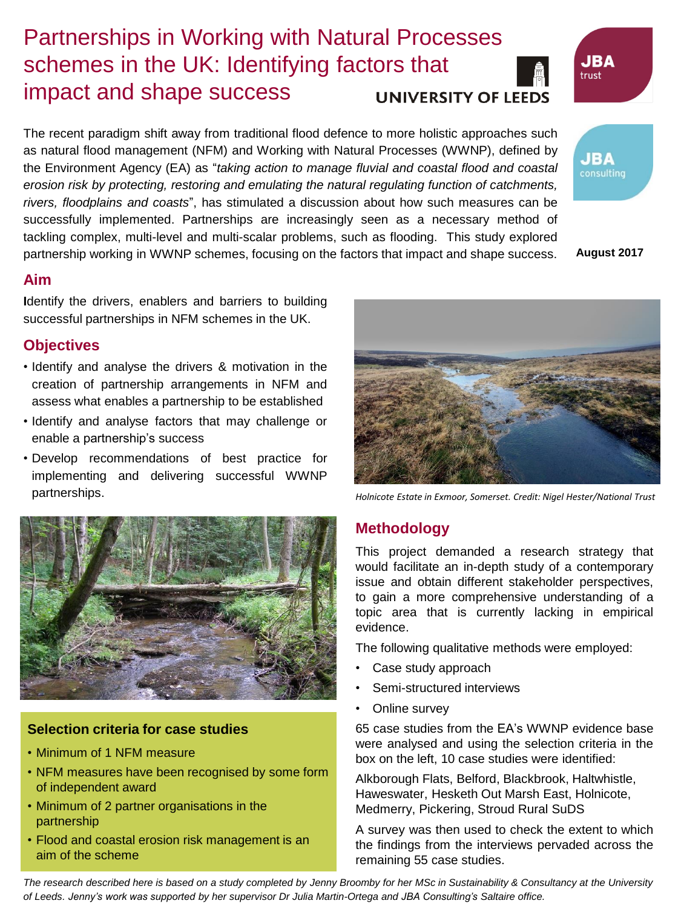# Partnerships in Working with Natural Processes schemes in the UK: Identifying factors that impact and shape success

UNIVERSITY OF LEEDS

JBA trust

JBA consulting

August 2017

The recent paradigm shift away from traditional flood defence to more holistic approaches such as natural flood management (NFM) and Working with Natural Processes (WWNP), defined by the Environment Agency (EA) as "*taking action to manage fluvial and coastal flood and coastal erosion risk by protecting, restoring and emulating the natural regulating function of catchments, rivers, floodplains and coasts*", has stimulated a discussion about how such measures can be successfully implemented. Partnerships are increasingly seen as a necessary method of tackling complex, multi-level and multi-scalar problems, such as flooding. This study explored partnership working in WWNP schemes, focusing on the factors that impact and shape success.

## Aim

**I**dentify the drivers, enablers and barriers to building successful partnerships in NFM schemes in the UK.

## Objectives

- Identify and analyse the drivers & motivation in the creation of partnership arrangements in NFM and assess what enables a partnership to be established
- Identify and analyse factors that may challenge or enable a partnership's success
- Develop recommendations of best practice for implementing and delivering successful WWNP partnerships.

*Holnicote Estate in Exmoor, Somerset. Credit: Nigel Hester/National Trust*

### Selection criteria for case studies

- Minimum of 1 NFM measure
- NFM measures have been recognised by some form of independent award
- Minimum of 2 partner organisations in the partnership
- Flood and coastal erosion risk management is an aim of the scheme

## Methodology

This project demanded a research strategy that would facilitate an in-depth study of a contemporary issue and obtain different stakeholder perspectives, to gain a more comprehensive understanding of a topic area that is currently lacking in empirical evidence.

The following qualitative methods were employed:

- Case study approach
- Semi-structured interviews
- Online survey

65 case studies from the EA's WWNP evidence base were analysed and using the selection criteria in the box on the left, 10 case studies were identified:

Alkborough Flats, Belford, Blackbrook, Haltwhistle, Haweswater, Hesketh Out Marsh East, Holnicote, Medmerry, Pickering, Stroud Rural SuDS

A survey was then used to check the extent to which the findings from the interviews pervaded across the remaining 55 case studies.

*The research described here is based on a study completed by Jenny Broomby for her MSc in Sustainability & Consultancy at the University of Leeds. Jenny's work was supported by her supervisor Dr Julia Martin-Ortega and JBA Consulting's Saltaire office.*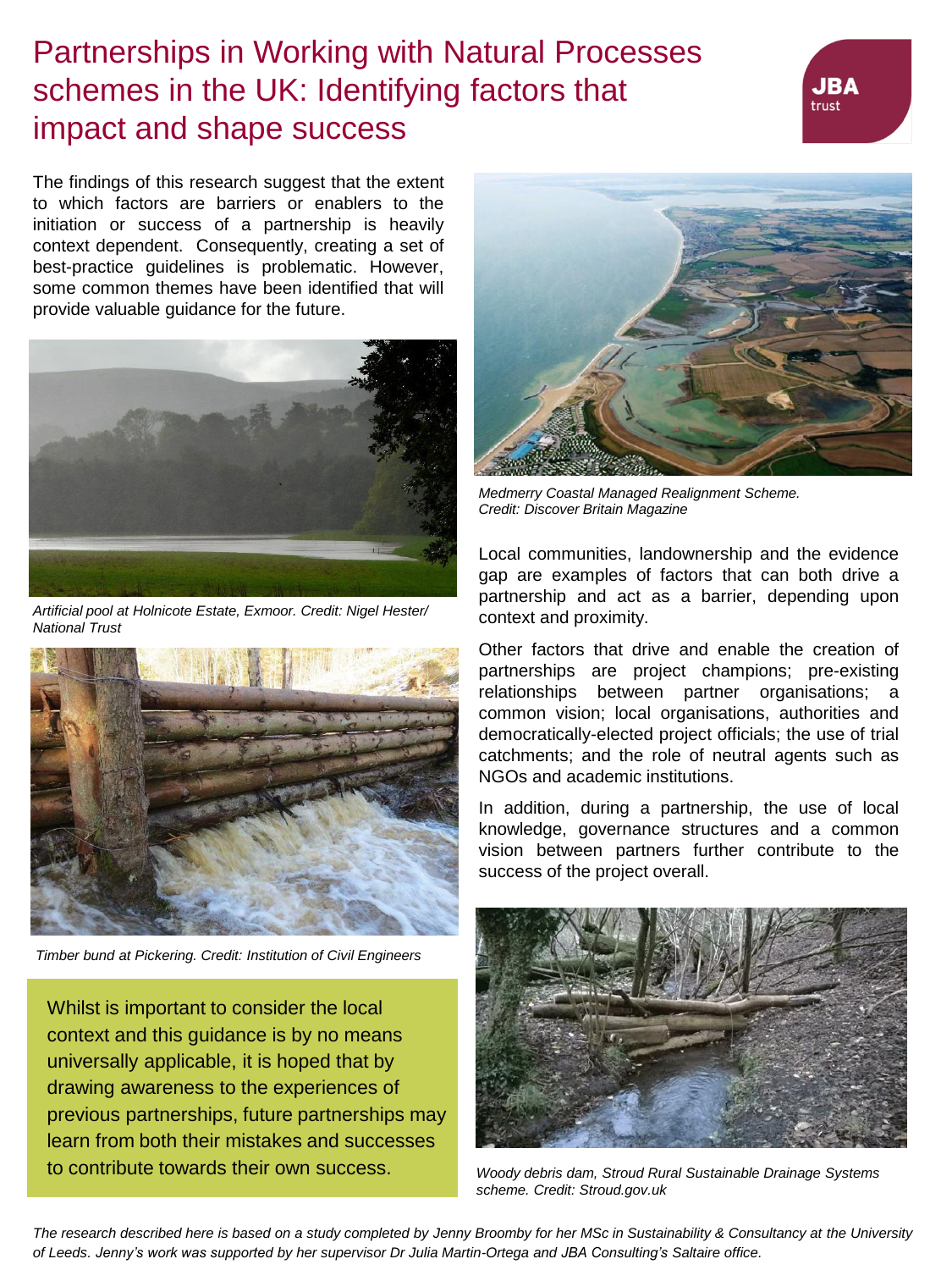# Partnerships in Working with Natural Processes schemes in the UK: Identifying factors that impact and shape success

The findings of this research suggest that the extent to which factors are barriers or enablers to the initiation or success of a partnership is heavily context dependent. Consequently, creating a set of best-practice guidelines is problematic. However, some common themes have been identified that will provide valuable guidance for the future.

*Artificial pool at Holnicote Estate, Exmoor. Credit: Nigel Hester/ National Trust*

*Timber bund at Pickering. Credit: Institution of Civil Engineers*

Whilst is important to consider the local context and this guidance is by no means universally applicable, it is hoped that by drawing awareness to the experiences of previous partnerships, future partnerships may learn from both their mistakes and successes to contribute towards their own success.

*Medmerry Coastal Managed Realignment Scheme. Credit: Discover Britain Magazine*

Local communities, landownership and the evidence gap are examples of factors that can both drive a partnership and act as a barrier, depending upon context and proximity.

Other factors that drive and enable the creation of partnerships are project champions; pre-existing relationships between partner organisations; a common vision; local organisations, authorities and democratically-elected project officials; the use of trial catchments; and the role of neutral agents such as NGOs and academic institutions.

In addition, during a partnership, the use of local knowledge, governance structures and a common vision between partners further contribute to the success of the project overall.

*Woody debris dam, Stroud Rural Sustainable Drainage Systems scheme. Credit: Stroud.gov.uk*

*The research described here is based on a study completed by Jenny Broomby for her MSc in Sustainability & Consultancy at the University of Leeds. Jenny's work was supported by her supervisor Dr Julia Martin-Ortega and JBA Consulting's Saltaire office.*